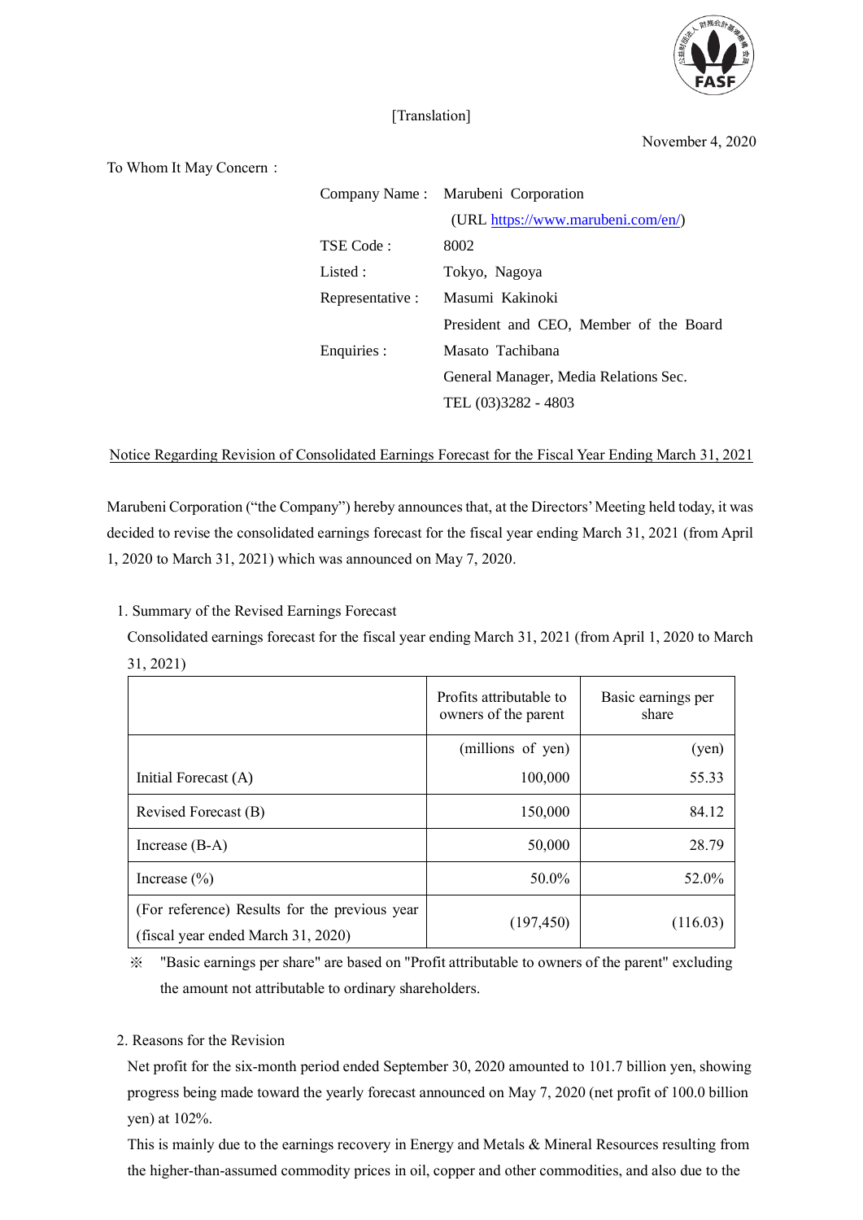[Translation]

November 4, 2020

To Whom It May Concern :

Company Name : Marubeni Corporation
(URL https://www.marubeni.com/en/)
TSE Code : 8002
Listed : Tokyo, Nagoya
Representative : Masumi Kakinoki
President and CEO, Member of the Board
Enquiries : Masato Tachibana
General Manager, Media Relations Sec.
TEL (03)3282 - 4803

## Notice Regarding Revision of Consolidated Earnings Forecast for the Fiscal Year Ending March 31, 2021

Marubeni Corporation ("the Company") hereby announces that, at the Directors' Meeting held today, it was decided to revise the consolidated earnings forecast for the fiscal year ending March 31, 2021 (from April 1, 2020 to March 31, 2021) which was announced on May 7, 2020.

### 1. Summary of the Revised Earnings Forecast

Consolidated earnings forecast for the fiscal year ending March 31, 2021 (from April 1, 2020 to March 31, 2021)

| | Profits attributable to owners of the parent | Basic earnings per share |
|---|---|---|
| | (millions of yen) | (yen) |
| Initial Forecast (A) | 100,000 | 55.33 |
| Revised Forecast (B) | 150,000 | 84.12 |
| Increase (B-A) | 50,000 | 28.79 |
| Increase (%) | 50.0% | 52.0% |
| (For reference) Results for the previous year (fiscal year ended March 31, 2020) | (197,450) | (116.03) |

※ "Basic earnings per share" are based on "Profit attributable to owners of the parent" excluding the amount not attributable to ordinary shareholders.

### 2. Reasons for the Revision

Net profit for the six-month period ended September 30, 2020 amounted to 101.7 billion yen, showing progress being made toward the yearly forecast announced on May 7, 2020 (net profit of 100.0 billion yen) at 102%.

This is mainly due to the earnings recovery in Energy and Metals & Mineral Resources resulting from the higher-than-assumed commodity prices in oil, copper and other commodities, and also due to the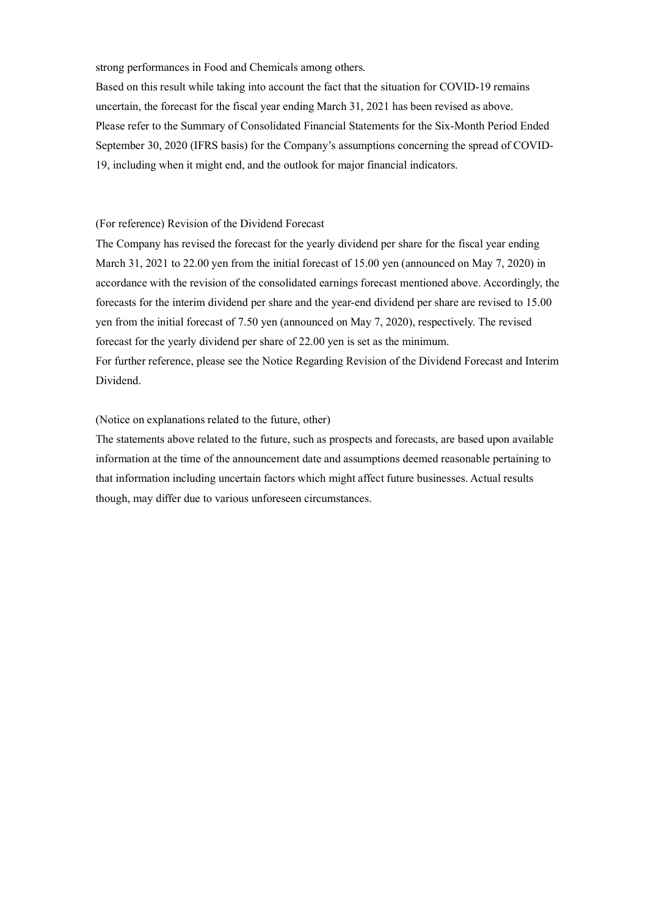strong performances in Food and Chemicals among others.

Based on this result while taking into account the fact that the situation for COVID-19 remains uncertain, the forecast for the fiscal year ending March 31, 2021 has been revised as above.

Please refer to the Summary of Consolidated Financial Statements for the Six-Month Period Ended September 30, 2020 (IFRS basis) for the Company's assumptions concerning the spread of COVID-19, including when it might end, and the outlook for major financial indicators.

(For reference) Revision of the Dividend Forecast

The Company has revised the forecast for the yearly dividend per share for the fiscal year ending March 31, 2021 to 22.00 yen from the initial forecast of 15.00 yen (announced on May 7, 2020) in accordance with the revision of the consolidated earnings forecast mentioned above. Accordingly, the forecasts for the interim dividend per share and the year-end dividend per share are revised to 15.00 yen from the initial forecast of 7.50 yen (announced on May 7, 2020), respectively. The revised forecast for the yearly dividend per share of 22.00 yen is set as the minimum.

For further reference, please see the Notice Regarding Revision of the Dividend Forecast and Interim Dividend.

(Notice on explanations related to the future, other)

The statements above related to the future, such as prospects and forecasts, are based upon available information at the time of the announcement date and assumptions deemed reasonable pertaining to that information including uncertain factors which might affect future businesses. Actual results though, may differ due to various unforeseen circumstances.